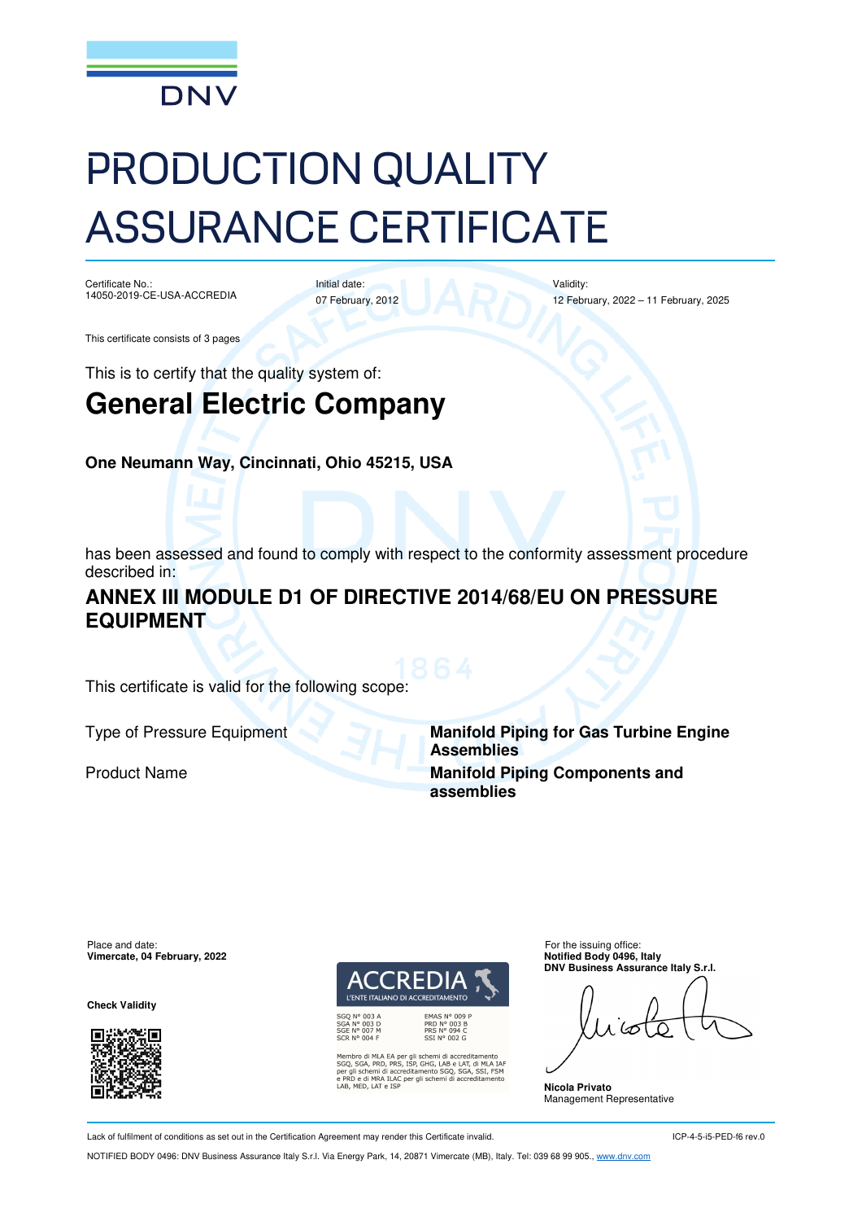DNV

# PRODUCTION QUALITY ASSURANCE CERTIFICATE

| Certificate No.: | Initial date: | Validity: |
| --- | --- | --- |
| 14050-2019-CE-USA-ACCREDIA | 07 February, 2012 | 12 February, 2022 – 11 February, 2025 |

This certificate consists of 3 pages

This is to certify that the quality system of:

## General Electric Company

**One Neumann Way, Cincinnati, Ohio 45215, USA**

has been assessed and found to comply with respect to the conformity assessment procedure described in:

### ANNEX III MODULE D1 OF DIRECTIVE 2014/68/EU ON PRESSURE EQUIPMENT

This certificate is valid for the following scope:

| | |
| --- | --- |
| Type of Pressure Equipment | **Manifold Piping for Gas Turbine Engine Assemblies** |
| Product Name | **Manifold Piping Components and assemblies** |

Place and date:
**Vimercate, 04 February, 2022**

**Check Validity**

ACCREDIA
L'ENTE ITALIANO DI ACCREDITAMENTO

SGQ N° 003 A
SGA N° 003 D
SGE N° 007 M
SCR N° 004 F

EMAS N° 009 P
PRD N° 003 B
PRS N° 094 C
SSI N° 002 G

Membro di MLA EA per gli schemi di accreditamento SGQ, SGA, PRD, PRS, ISP, GHG, LAB e LAT, di MLA IAF per gli schemi di accreditamento SGQ, SGA, SSI, FSM e PRD e di MRA ILAC per gli schemi di accreditamento LAB, MED, LAT e ISP

For the issuing office:
**Notified Body 0496, Italy**
**DNV Business Assurance Italy S.r.l.**

**Nicola Privato**
Management Representative

Lack of fulfilment of conditions as set out in the Certification Agreement may render this Certificate invalid.

ICP-4-5-i5-PED-f6 rev.0

NOTIFIED BODY 0496: DNV Business Assurance Italy S.r.l. Via Energy Park, 14, 20871 Vimercate (MB), Italy. Tel: 039 68 99 905., www.dnv.com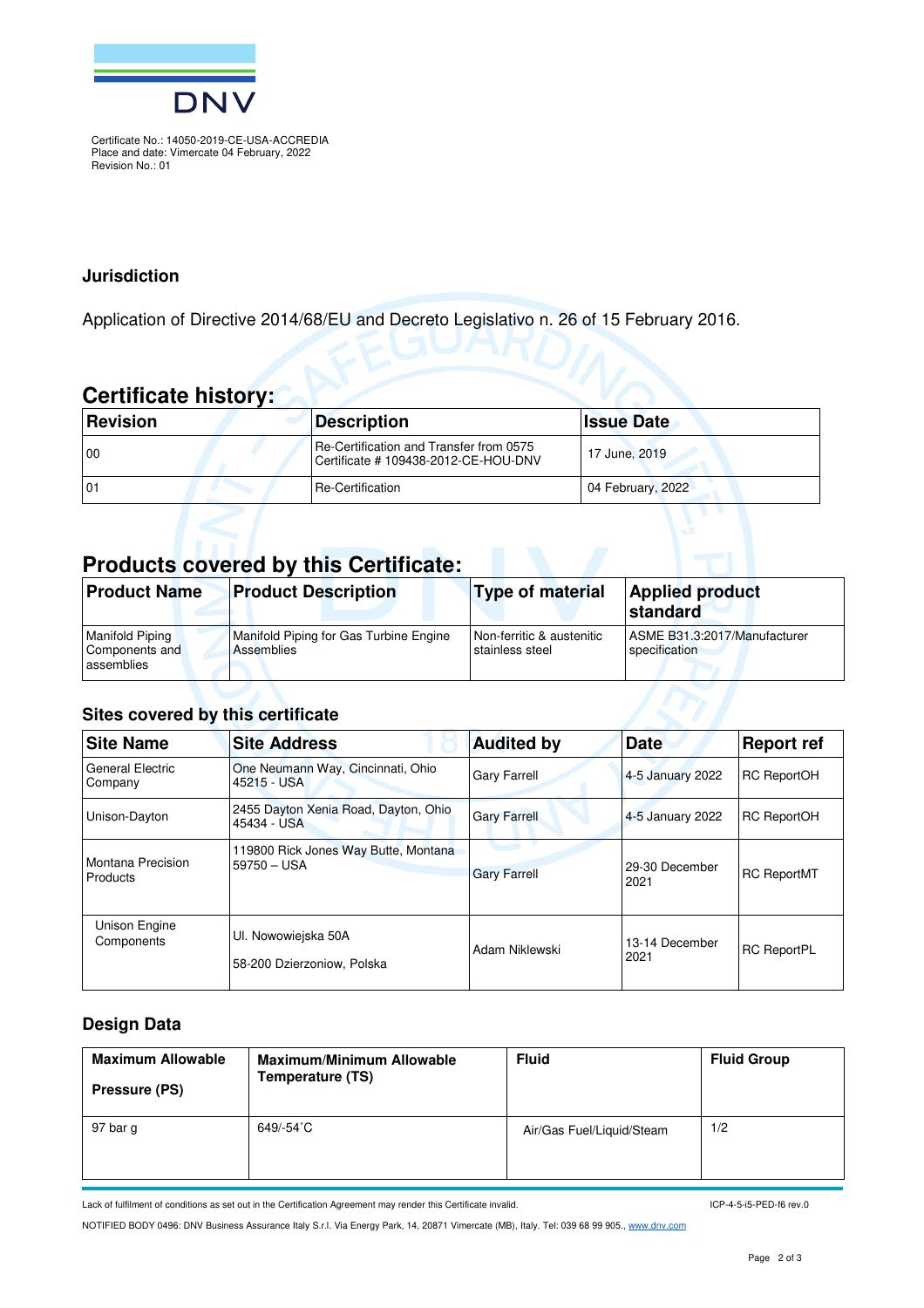Certificate No.: 14050-2019-CE-USA-ACCREDIA
Place and date: Vimercate 04 February, 2022
Revision No.: 01

### Jurisdiction

Application of Directive 2014/68/EU and Decreto Legislativo n. 26 of 15 February 2016.

## Certificate history:

| Revision | Description | Issue Date |
|---|---|---|
| 00 | Re-Certification and Transfer from 0575 Certificate # 109438-2012-CE-HOU-DNV | 17 June, 2019 |
| 01 | Re-Certification | 04 February, 2022 |

## Products covered by this Certificate:

| Product Name | Product Description | Type of material | Applied product standard |
|---|---|---|---|
| Manifold Piping Components and assemblies | Manifold Piping for Gas Turbine Engine Assemblies | Non-ferritic & austenitic stainless steel | ASME B31.3:2017/Manufacturer specification |

### Sites covered by this certificate

| Site Name | Site Address | Audited by | Date | Report ref |
|---|---|---|---|---|
| General Electric Company | One Neumann Way, Cincinnati, Ohio 45215 - USA | Gary Farrell | 4-5 January 2022 | RC ReportOH |
| Unison-Dayton | 2455 Dayton Xenia Road, Dayton, Ohio 45434 - USA | Gary Farrell | 4-5 January 2022 | RC ReportOH |
| Montana Precision Products | 119800 Rick Jones Way Butte, Montana 59750 – USA | Gary Farrell | 29-30 December 2021 | RC ReportMT |
| Unison Engine Components | Ul. Nowowiejska 50A 58-200 Dzierzoniow, Polska | Adam Niklewski | 13-14 December 2021 | RC ReportPL |

### Design Data

| Maximum Allowable Pressure (PS) | Maximum/Minimum Allowable Temperature (TS) | Fluid | Fluid Group |
|---|---|---|---|
| 97 bar g | 649/-54˚C | Air/Gas Fuel/Liquid/Steam | 1/2 |

Lack of fulfilment of conditions as set out in the Certification Agreement may render this Certificate invalid.

ICP-4-5-i5-PED-f6 rev.0

NOTIFIED BODY 0496: DNV Business Assurance Italy S.r.l. Via Energy Park, 14, 20871 Vimercate (MB), Italy. Tel: 039 68 99 905., www.dnv.com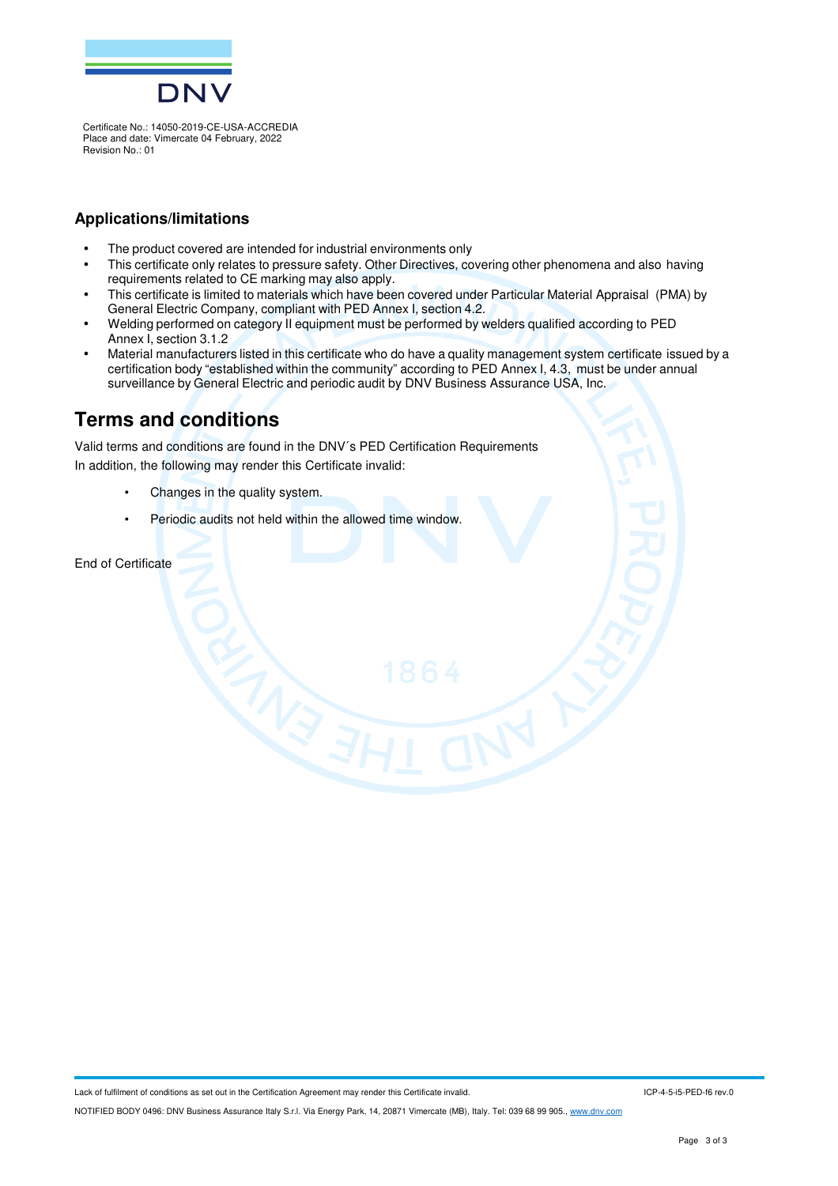Certificate No.: 14050-2019-CE-USA-ACCREDIA
Place and date: Vimercate 04 February, 2022
Revision No.: 01

### Applications/limitations

- The product covered are intended for industrial environments only
- This certificate only relates to pressure safety. Other Directives, covering other phenomena and also having requirements related to CE marking may also apply.
- This certificate is limited to materials which have been covered under Particular Material Appraisal (PMA) by General Electric Company, compliant with PED Annex I, section 4.2.
- Welding performed on category II equipment must be performed by welders qualified according to PED Annex I, section 3.1.2
- Material manufacturers listed in this certificate who do have a quality management system certificate issued by a certification body "established within the community" according to PED Annex I, 4.3, must be under annual surveillance by General Electric and periodic audit by DNV Business Assurance USA, Inc.

## Terms and conditions

Valid terms and conditions are found in the DNV´s PED Certification Requirements

In addition, the following may render this Certificate invalid:

- Changes in the quality system.
- Periodic audits not held within the allowed time window.

End of Certificate

Lack of fulfilment of conditions as set out in the Certification Agreement may render this Certificate invalid.

ICP-4-5-i5-PED-f6 rev.0

NOTIFIED BODY 0496: DNV Business Assurance Italy S.r.l. Via Energy Park, 14, 20871 Vimercate (MB), Italy. Tel: 039 68 99 905., www.dnv.com